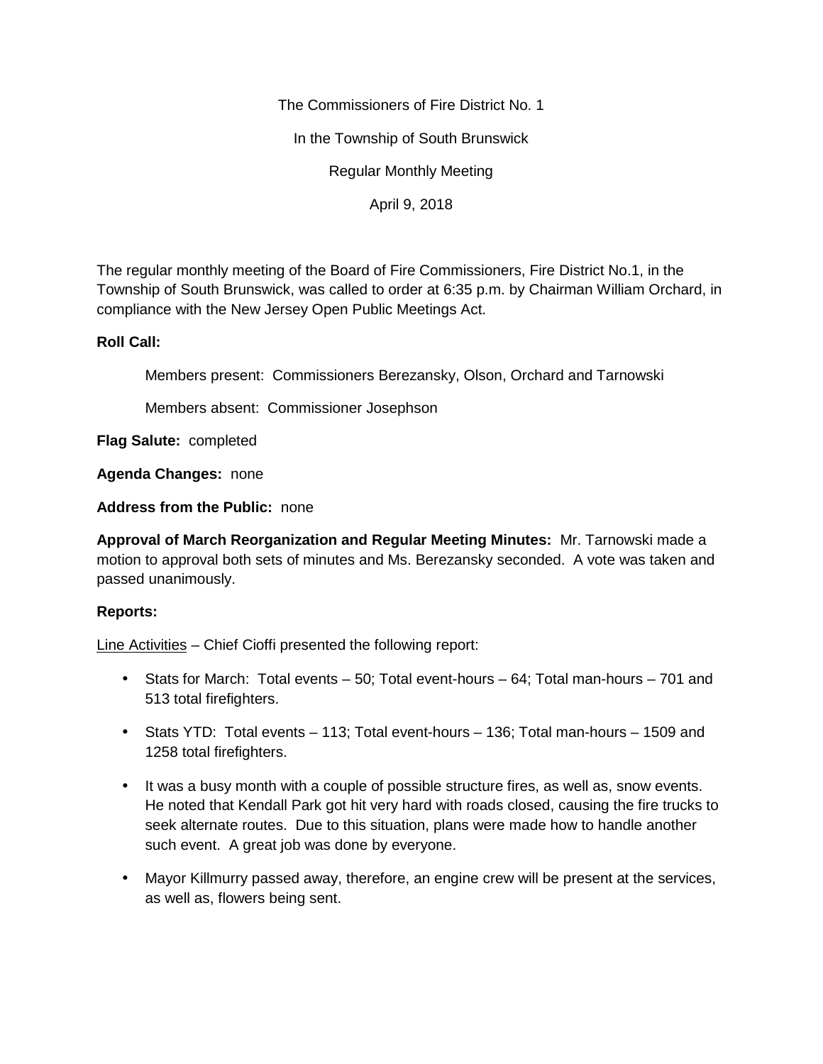The Commissioners of Fire District No. 1

In the Township of South Brunswick

Regular Monthly Meeting

April 9, 2018

The regular monthly meeting of the Board of Fire Commissioners, Fire District No.1, in the Township of South Brunswick, was called to order at 6:35 p.m. by Chairman William Orchard, in compliance with the New Jersey Open Public Meetings Act.

**Roll Call:**

Members present: Commissioners Berezansky, Olson, Orchard and Tarnowski

Members absent: Commissioner Josephson

**Flag Salute:** completed

**Agenda Changes:** none

**Address from the Public:** none

**Approval of March Reorganization and Regular Meeting Minutes:** Mr. Tarnowski made a motion to approval both sets of minutes and Ms. Berezansky seconded. A vote was taken and passed unanimously.

**Reports:**

Line Activities – Chief Cioffi presented the following report:

- Stats for March: Total events – 50; Total event-hours – 64; Total man-hours – 701 and 513 total firefighters.
- Stats YTD: Total events – 113; Total event-hours – 136; Total man-hours – 1509 and 1258 total firefighters.
- It was a busy month with a couple of possible structure fires, as well as, snow events. He noted that Kendall Park got hit very hard with roads closed, causing the fire trucks to seek alternate routes. Due to this situation, plans were made how to handle another such event. A great job was done by everyone.
- Mayor Killmurry passed away, therefore, an engine crew will be present at the services, as well as, flowers being sent.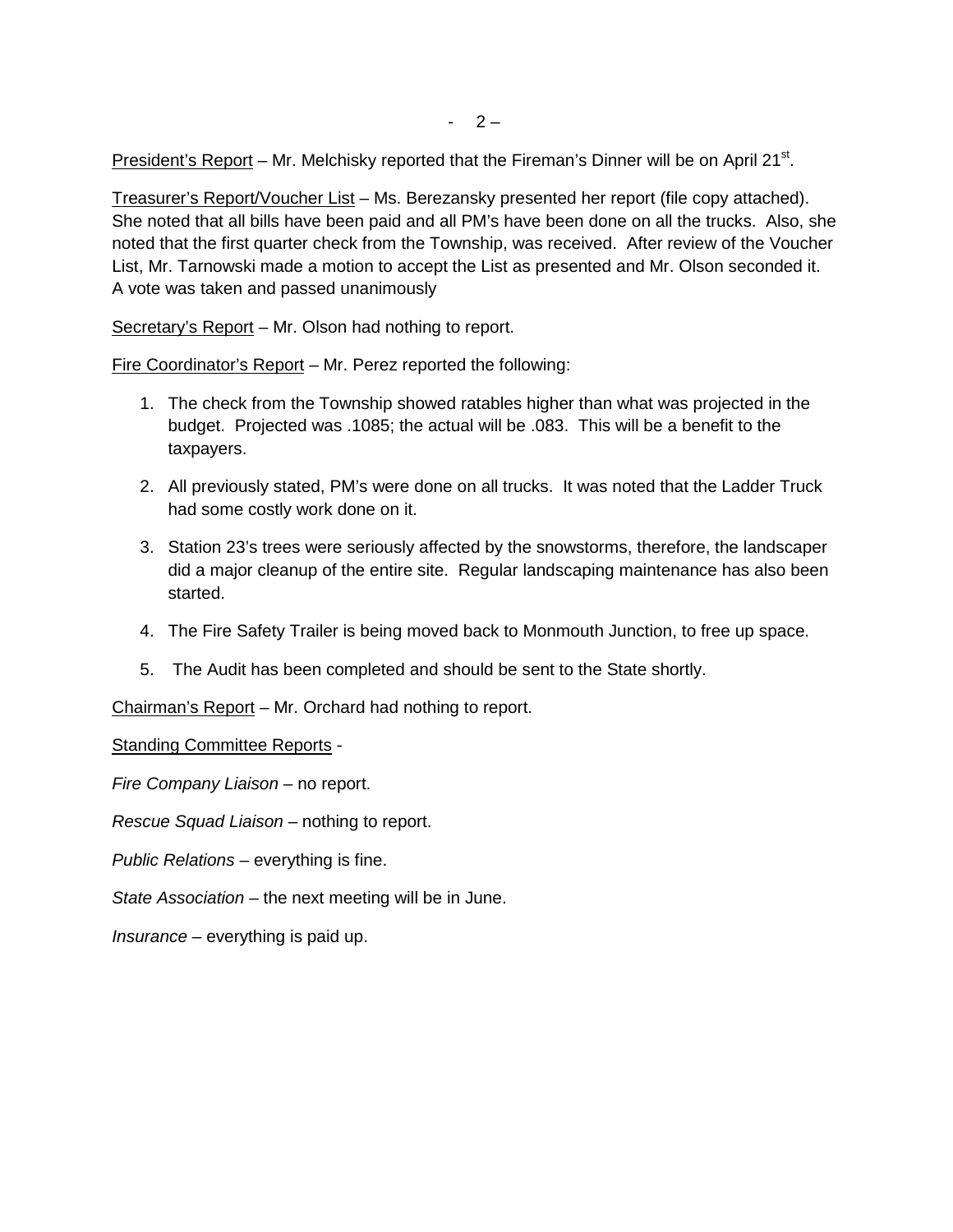<u>President's Report</u> – Mr. Melchisky reported that the Fireman's Dinner will be on April 21st.

<u>Treasurer's Report/Voucher List</u> – Ms. Berezansky presented her report (file copy attached). She noted that all bills have been paid and all PM's have been done on all the trucks. Also, she noted that the first quarter check from the Township, was received. After review of the Voucher List, Mr. Tarnowski made a motion to accept the List as presented and Mr. Olson seconded it. A vote was taken and passed unanimously

<u>Secretary's Report</u> – Mr. Olson had nothing to report.

<u>Fire Coordinator's Report</u> – Mr. Perez reported the following:

1. The check from the Township showed ratables higher than what was projected in the budget. Projected was .1085; the actual will be .083. This will be a benefit to the taxpayers.

2. All previously stated, PM's were done on all trucks. It was noted that the Ladder Truck had some costly work done on it.

3. Station 23's trees were seriously affected by the snowstorms, therefore, the landscaper did a major cleanup of the entire site. Regular landscaping maintenance has also been started.

4. The Fire Safety Trailer is being moved back to Monmouth Junction, to free up space.

5. The Audit has been completed and should be sent to the State shortly.

<u>Chairman's Report</u> – Mr. Orchard had nothing to report.

<u>Standing Committee Reports</u> -

*Fire Company Liaison* – no report.

*Rescue Squad Liaison* – nothing to report.

*Public Relations* – everything is fine.

*State Association* – the next meeting will be in June.

*Insurance* – everything is paid up.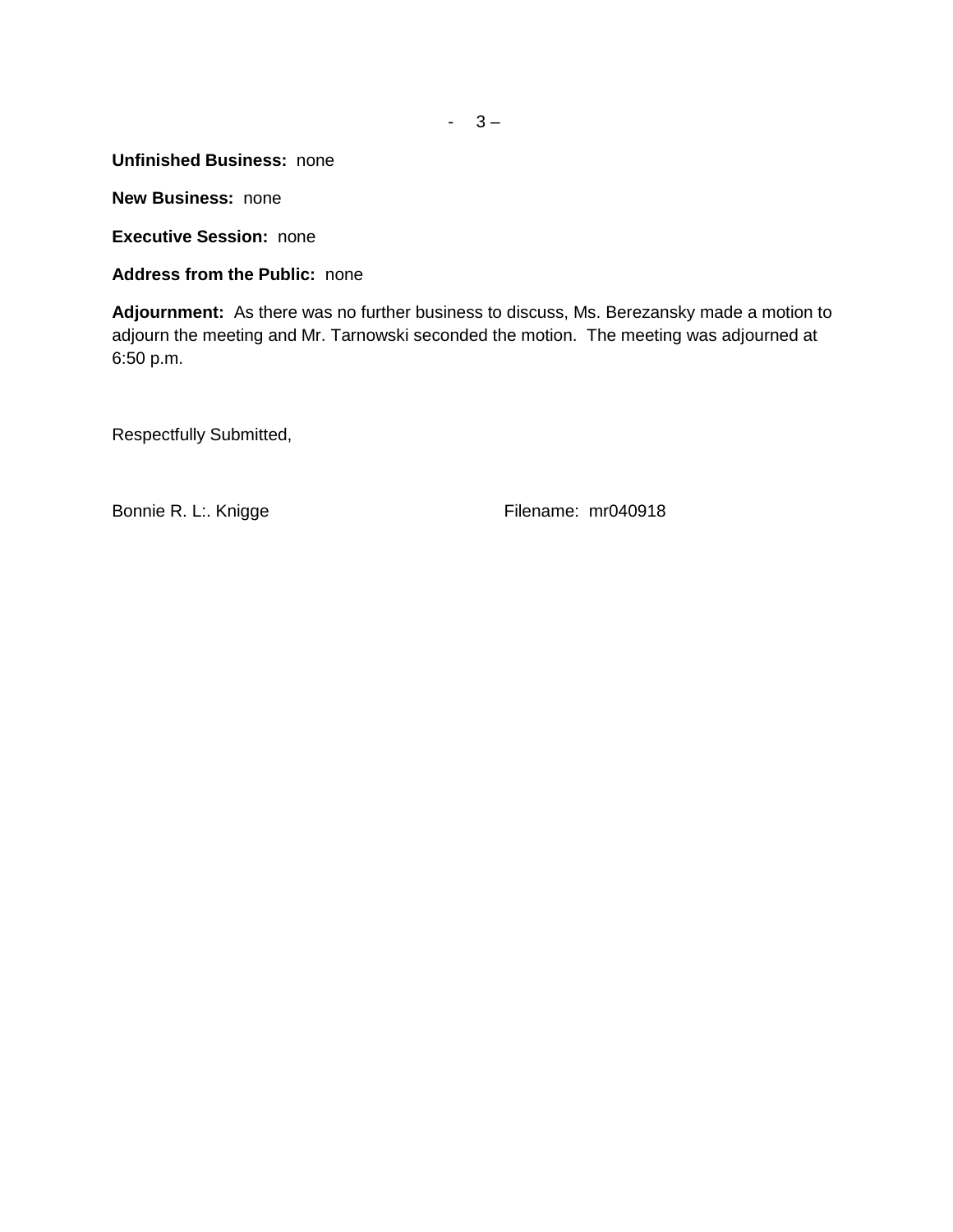**Unfinished Business:** none

**New Business:** none

**Executive Session:** none

**Address from the Public:** none

**Adjournment:** As there was no further business to discuss, Ms. Berezansky made a motion to adjourn the meeting and Mr. Tarnowski seconded the motion. The meeting was adjourned at 6:50 p.m.

Respectfully Submitted,

Bonnie R. L:. Knigge    Filename: mr040918